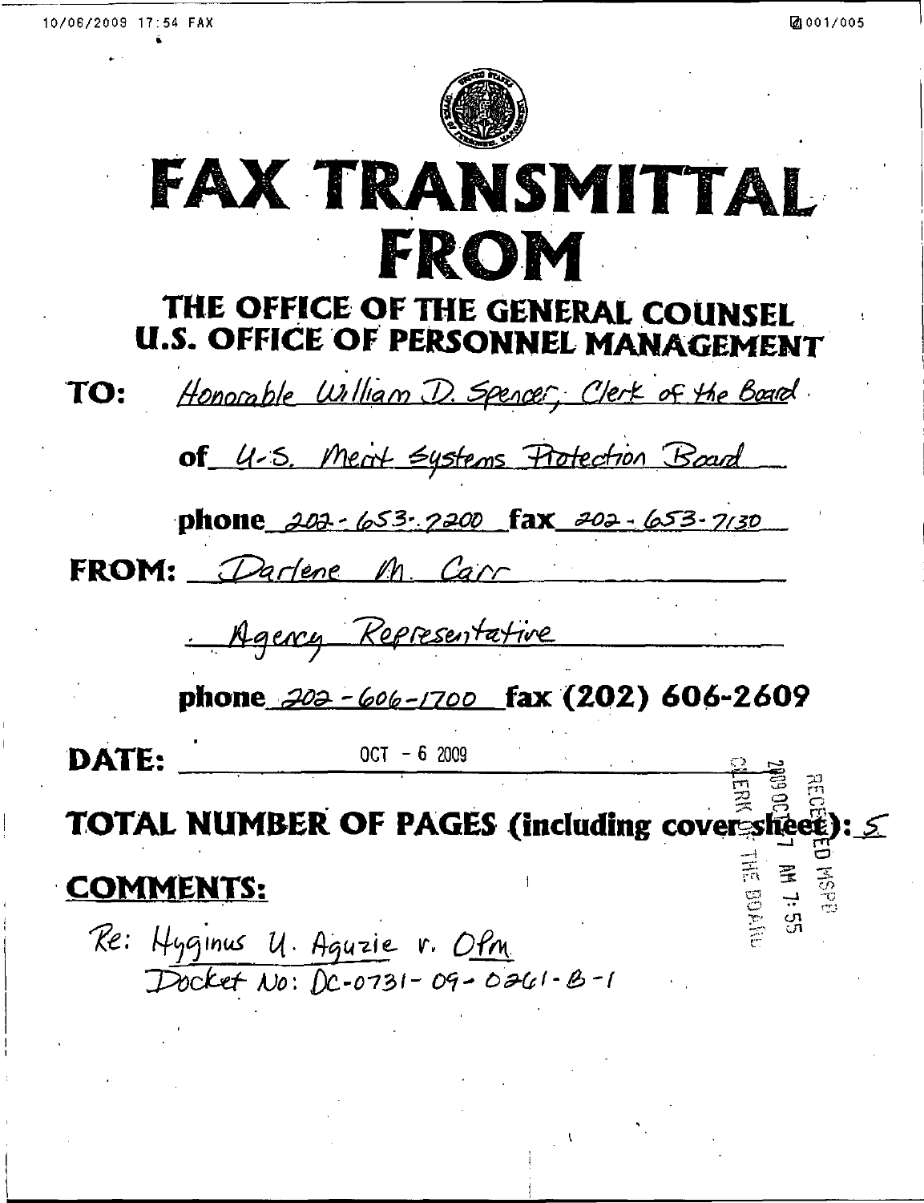# FAX TRANSMITTAL FROM

## THE OFFICE OF THE GENERAL COUNSEL U.S. OFFICE OF PERSONNEL MANAGEMENT

**TO:** Honorable William D. Spencer, Clerk of the Board

**of** U.S. Merit Systems Protection Board

**phone** 202-653-7200 **fax** 202-653-7130

**FROM:** Darlene M. Carr

Agency Representative

**phone** 202-606-1700 **fax (202) 606-2609**

**DATE:** OCT - 6 2009

**TOTAL NUMBER OF PAGES (including cover sheet):** 5

RECEIVED MSPB
2009 OCT 7 AM 7:55
CLERK OF THE BOARD

**COMMENTS:**

Re: Hyginus U. Aguzie v. OPM
Docket No: DC-0731-09-0261-B-1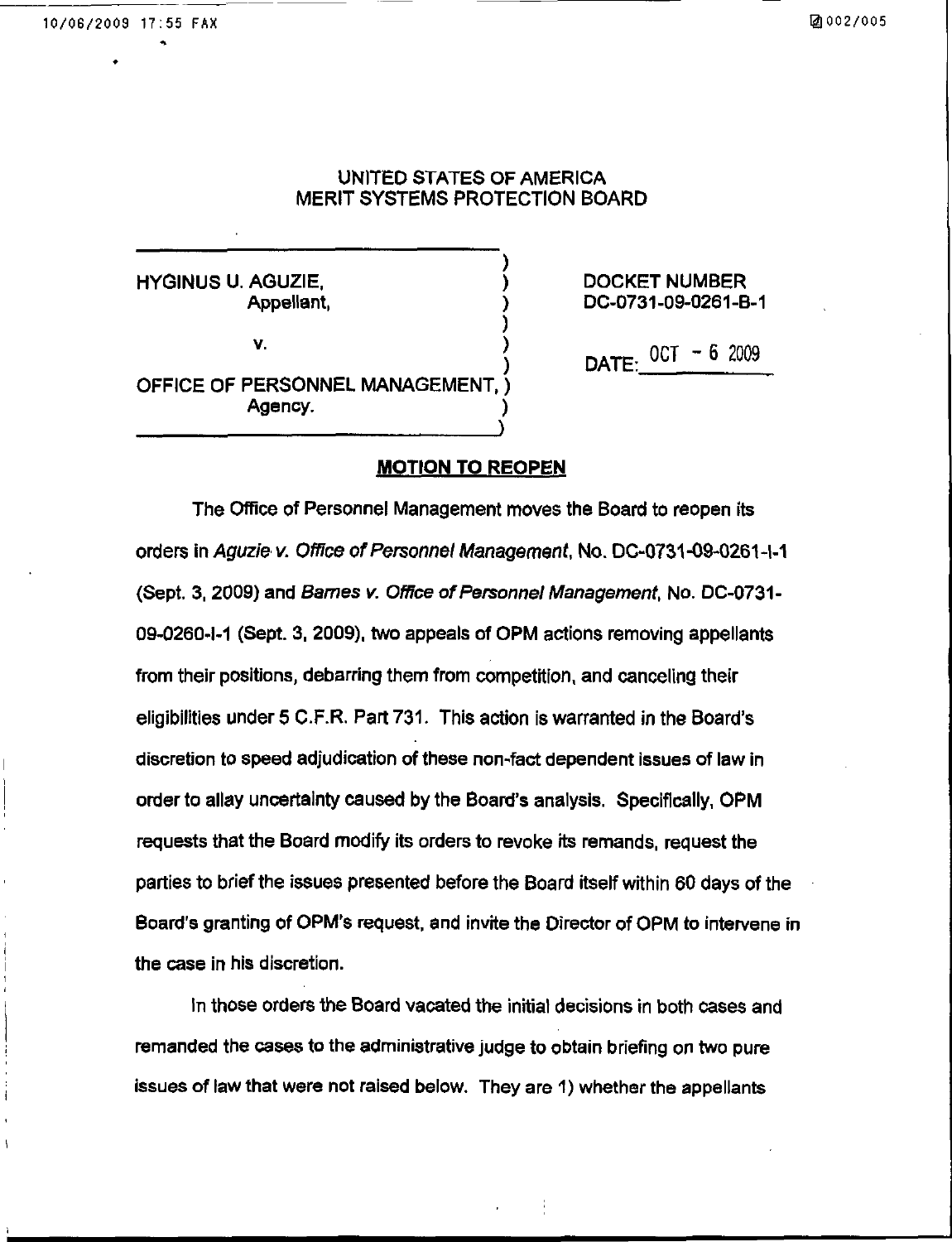# UNITED STATES OF AMERICA
# MERIT SYSTEMS PROTECTION BOARD

| | |
|---|---|
| HYGINUS U. AGUZIE,<br>Appellant,<br><br>v.<br><br>OFFICE OF PERSONNEL MANAGEMENT,<br>Agency. | DOCKET NUMBER<br>DC-0731-09-0261-B-1<br><br>DATE: OCT - 6 2009 |

## MOTION TO REOPEN

The Office of Personnel Management moves the Board to reopen its orders in *Aguzie v. Office of Personnel Management*, No. DC-0731-09-0261-I-1 (Sept. 3, 2009) and *Barnes v. Office of Personnel Management*, No. DC-0731-09-0260-I-1 (Sept. 3, 2009), two appeals of OPM actions removing appellants from their positions, debarring them from competition, and canceling their eligibilities under 5 C.F.R. Part 731. This action is warranted in the Board's discretion to speed adjudication of these non-fact dependent issues of law in order to allay uncertainty caused by the Board's analysis. Specifically, OPM requests that the Board modify its orders to revoke its remands, request the parties to brief the issues presented before the Board itself within 60 days of the Board's granting of OPM's request, and invite the Director of OPM to intervene in the case in his discretion.

In those orders the Board vacated the initial decisions in both cases and remanded the cases to the administrative judge to obtain briefing on two pure issues of law that were not raised below. They are 1) whether the appellants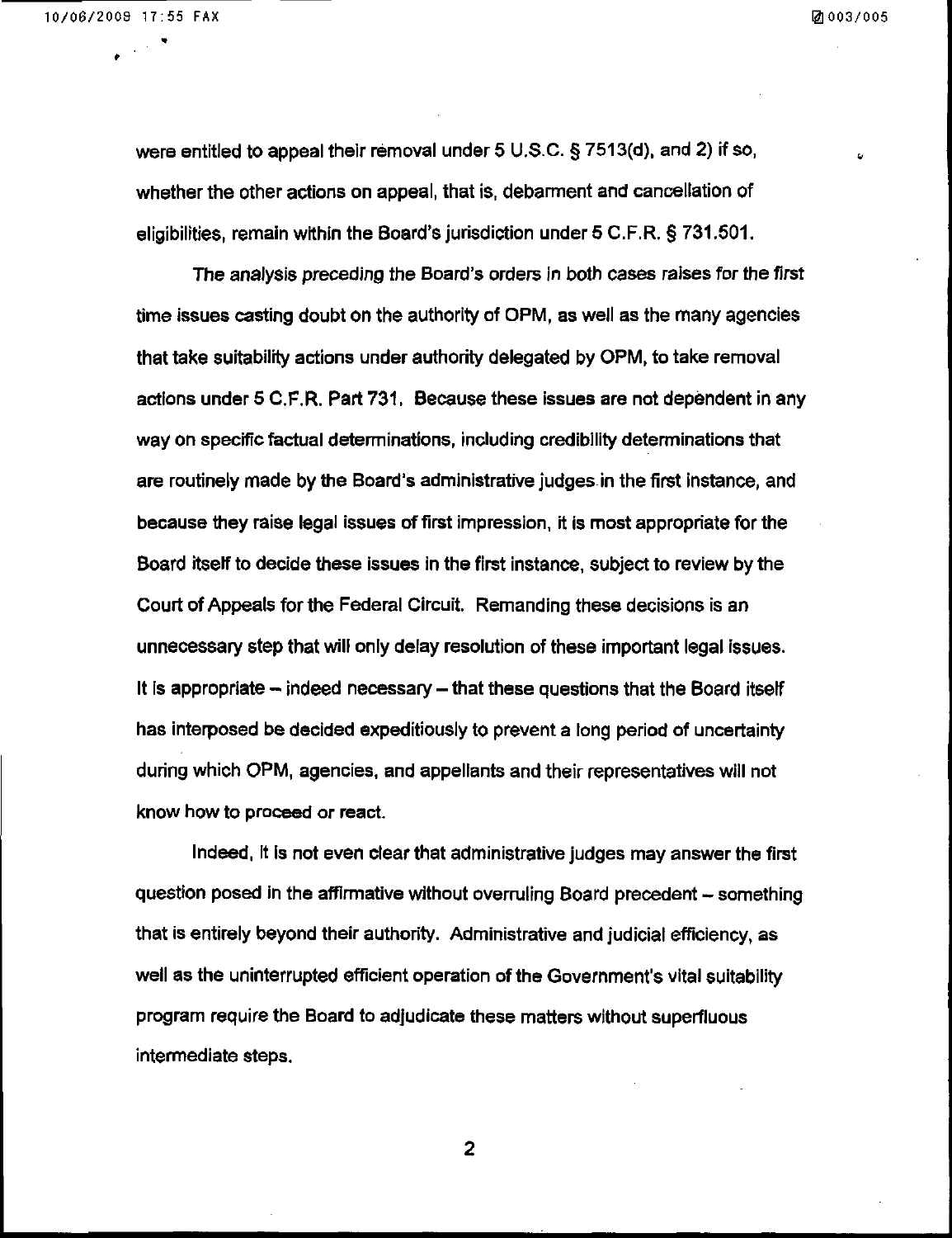were entitled to appeal their removal under 5 U.S.C. § 7513(d), and 2) if so, whether the other actions on appeal, that is, debarment and cancellation of eligibilities, remain within the Board's jurisdiction under 5 C.F.R. § 731.501.

The analysis preceding the Board's orders in both cases raises for the first time issues casting doubt on the authority of OPM, as well as the many agencies that take suitability actions under authority delegated by OPM, to take removal actions under 5 C.F.R. Part 731. Because these issues are not dependent in any way on specific factual determinations, including credibility determinations that are routinely made by the Board's administrative judges in the first instance, and because they raise legal issues of first impression, it is most appropriate for the Board itself to decide these issues in the first instance, subject to review by the Court of Appeals for the Federal Circuit. Remanding these decisions is an unnecessary step that will only delay resolution of these important legal issues. It is appropriate – indeed necessary – that these questions that the Board itself has interposed be decided expeditiously to prevent a long period of uncertainty during which OPM, agencies, and appellants and their representatives will not know how to proceed or react.

Indeed, it is not even clear that administrative judges may answer the first question posed in the affirmative without overruling Board precedent – something that is entirely beyond their authority. Administrative and judicial efficiency, as well as the uninterrupted efficient operation of the Government's vital suitability program require the Board to adjudicate these matters without superfluous intermediate steps.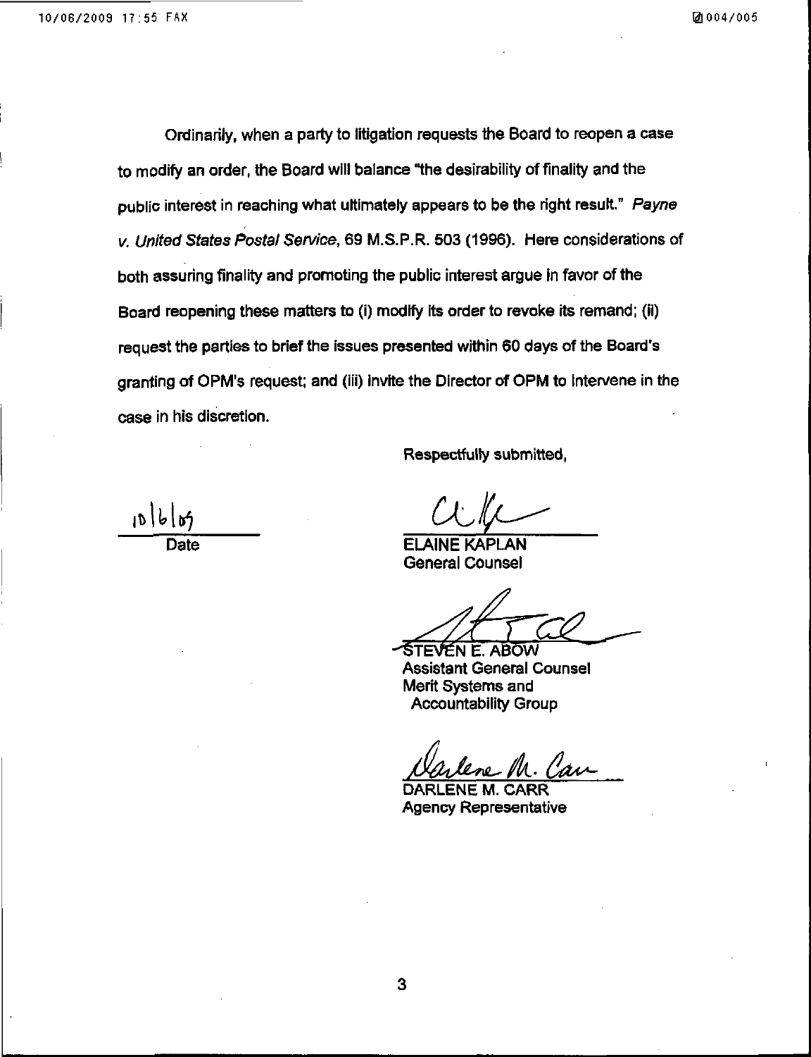Ordinarily, when a party to litigation requests the Board to reopen a case to modify an order, the Board will balance "the desirability of finality and the public interest in reaching what ultimately appears to be the right result." *Payne v. United States Postal Service*, 69 M.S.P.R. 503 (1996). Here considerations of both assuring finality and promoting the public interest argue in favor of the Board reopening these matters to (i) modify its order to revoke its remand; (ii) request the parties to brief the issues presented within 60 days of the Board's granting of OPM's request; and (iii) invite the Director of OPM to intervene in the case in his discretion.

Respectfully submitted,

10/6/09
Date

ELAINE KAPLAN
General Counsel

STEVEN E. ABOW
Assistant General Counsel
Merit Systems and
Accountability Group

DARLENE M. CARR
Agency Representative